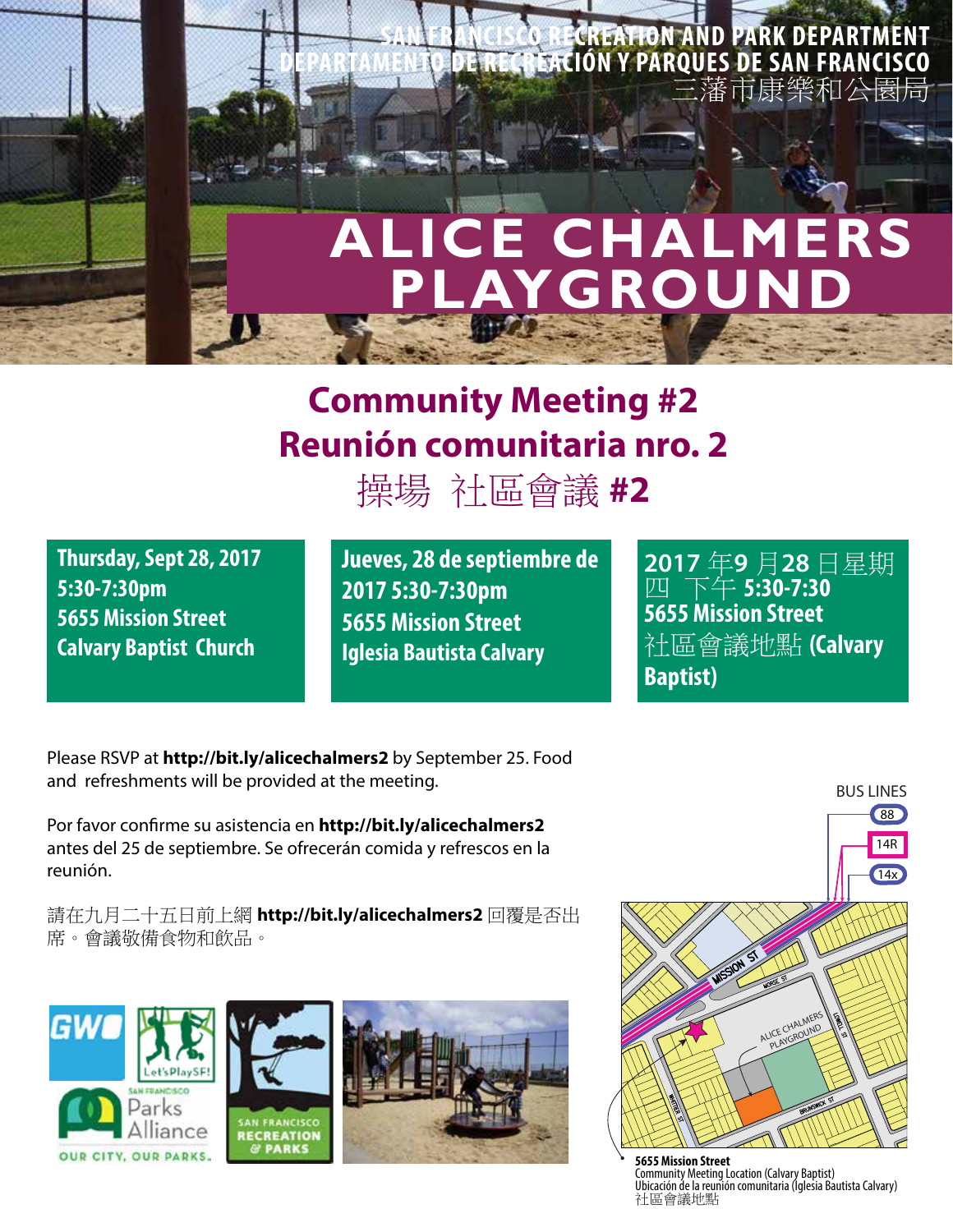SAN FRANCISCO RECREATION AND PARK DEPARTMENT
DEPARTAMENTO DE RECREACIÓN Y PARQUES DE SAN FRANCISCO
三藩市康樂和公園局

# ALICE CHALMERS PLAYGROUND

## Community Meeting #2
## Reunión comunitaria nro. 2
## 操場 社區會議 #2

**Thursday, Sept 28, 2017**
**5:30-7:30pm**
**5655 Mission Street**
**Calvary Baptist Church**

**Jueves, 28 de septiembre de 2017 5:30-7:30pm**
**5655 Mission Street**
**Iglesia Bautista Calvary**

**2017 年9 月28 日星期四 下午 5:30-7:30**
**5655 Mission Street**
社區會議地點 **(Calvary Baptist)**

Please RSVP at **http://bit.ly/alicechalmers2** by September 25. Food and refreshments will be provided at the meeting.

Por favor confirme su asistencia en **http://bit.ly/alicechalmers2** antes del 25 de septiembre. Se ofrecerán comida y refrescos en la reunión.

請在九月二十五日前上網 **http://bit.ly/alicechalmers2** 回覆是否出席。會議敬備食物和飲品。

BUS LINES
88
14R
14x

**5655 Mission Street**
Community Meeting Location (Calvary Baptist)
Ubicación de la reunión comunitaria (Iglesia Bautista Calvary)
社區會議地點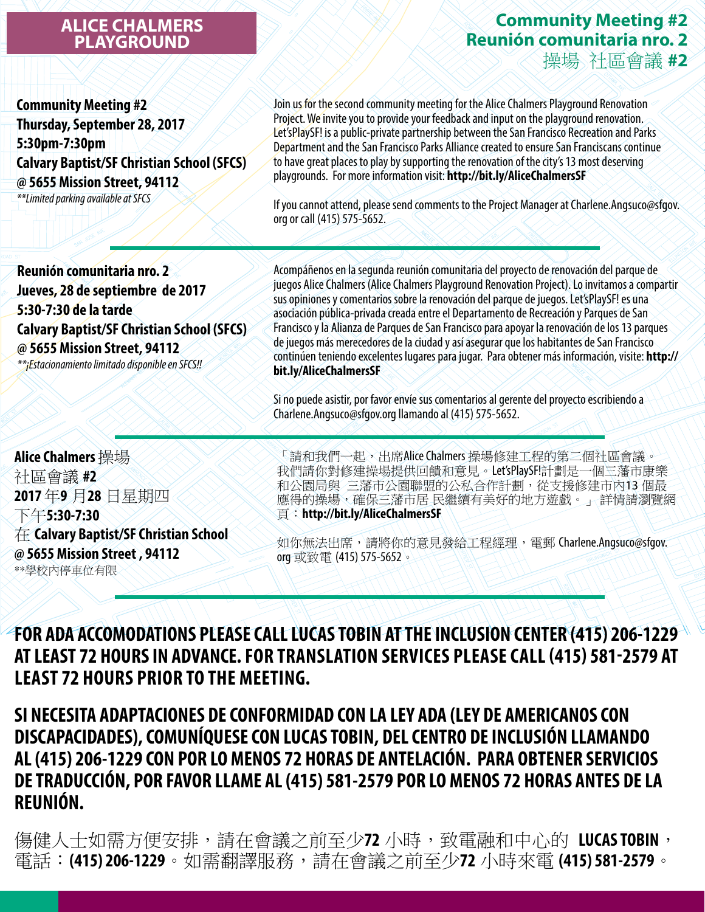# ALICE CHALMERS PLAYGROUND

## Community Meeting #2
## Reunión comunitaria nro. 2
## 操場 社區會議 #2

**Community Meeting #2**
**Thursday, September 28, 2017**
**5:30pm-7:30pm**
**Calvary Baptist/SF Christian School (SFCS)**
**@ 5655 Mission Street, 94112**
*\*\*Limited parking available at SFCS*

Join us for the second community meeting for the Alice Chalmers Playground Renovation Project. We invite you to provide your feedback and input on the playground renovation. Let'sPlaySF! is a public-private partnership between the San Francisco Recreation and Parks Department and the San Francisco Parks Alliance created to ensure San Franciscans continue to have great places to play by supporting the renovation of the city's 13 most deserving playgrounds. For more information visit: **http://bit.ly/AliceChalmersSF**

If you cannot attend, please send comments to the Project Manager at Charlene.Angsuco@sfgov.org or call (415) 575-5652.

---

**Reunión comunitaria nro. 2**
**Jueves, 28 de septiembre de 2017**
**5:30-7:30 de la tarde**
**Calvary Baptist/SF Christian School (SFCS)**
**@ 5655 Mission Street, 94112**
*\*\*¡Estacionamiento limitado disponible en SFCS!!*

Acompáñenos en la segunda reunión comunitaria del proyecto de renovación del parque de juegos Alice Chalmers (Alice Chalmers Playground Renovation Project). Lo invitamos a compartir sus opiniones y comentarios sobre la renovación del parque de juegos. Let'sPlaySF! es una asociación pública-privada creada entre el Departamento de Recreación y Parques de San Francisco y la Alianza de Parques de San Francisco para apoyar la renovación de los 13 parques de juegos más merecedores de la ciudad y así asegurar que los habitantes de San Francisco continúen teniendo excelentes lugares para jugar. Para obtener más información, visite: **http://bit.ly/AliceChalmersSF**

Si no puede asistir, por favor envíe sus comentarios al gerente del proyecto escribiendo a Charlene.Angsuco@sfgov.org llamando al (415) 575-5652.

---

**Alice Chalmers** 操場
社區會議 **#2**
**2017** 年**9** 月**28** 日星期四
下午**5:30-7:30**
在 **Calvary Baptist/SF Christian School**
**@ 5655 Mission Street , 94112**
\*\*學校內停車位有限

「請和我們一起，出席Alice Chalmers 操場修建工程的第二個社區會議。我們請你對修建操場提供回饋和意見。Let'sPlaySF!計劃是一個三藩市康樂和公園局與 三藩市公園聯盟的公私合作計劃，從支援修建市內13 個最應得的操場，確保三藩市居 民繼續有美好的地方遊戲。」詳情請瀏覽網頁：**http://bit.ly/AliceChalmersSF**

如你無法出席，請將你的意見發給工程經理，電郵 Charlene.Angsuco@sfgov.org 或致電 (415) 575-5652。

---

**FOR ADA ACCOMODATIONS PLEASE CALL LUCAS TOBIN AT THE INCLUSION CENTER (415) 206-1229 AT LEAST 72 HOURS IN ADVANCE. FOR TRANSLATION SERVICES PLEASE CALL (415) 581-2579 AT LEAST 72 HOURS PRIOR TO THE MEETING.**

**SI NECESITA ADAPTACIONES DE CONFORMIDAD CON LA LEY ADA (LEY DE AMERICANOS CON DISCAPACIDADES), COMUNÍQUESE CON LUCAS TOBIN, DEL CENTRO DE INCLUSIÓN LLAMANDO AL (415) 206-1229 CON POR LO MENOS 72 HORAS DE ANTELACIÓN. PARA OBTENER SERVICIOS DE TRADUCCIÓN, POR FAVOR LLAME AL (415) 581-2579 POR LO MENOS 72 HORAS ANTES DE LA REUNIÓN.**

傷健人士如需方便安排，請在會議之前至少**72** 小時，致電融和中心的 **LUCAS TOBIN**，電話：**(415) 206-1229**。如需翻譯服務，請在會議之前至少**72** 小時來電 **(415) 581-2579**。